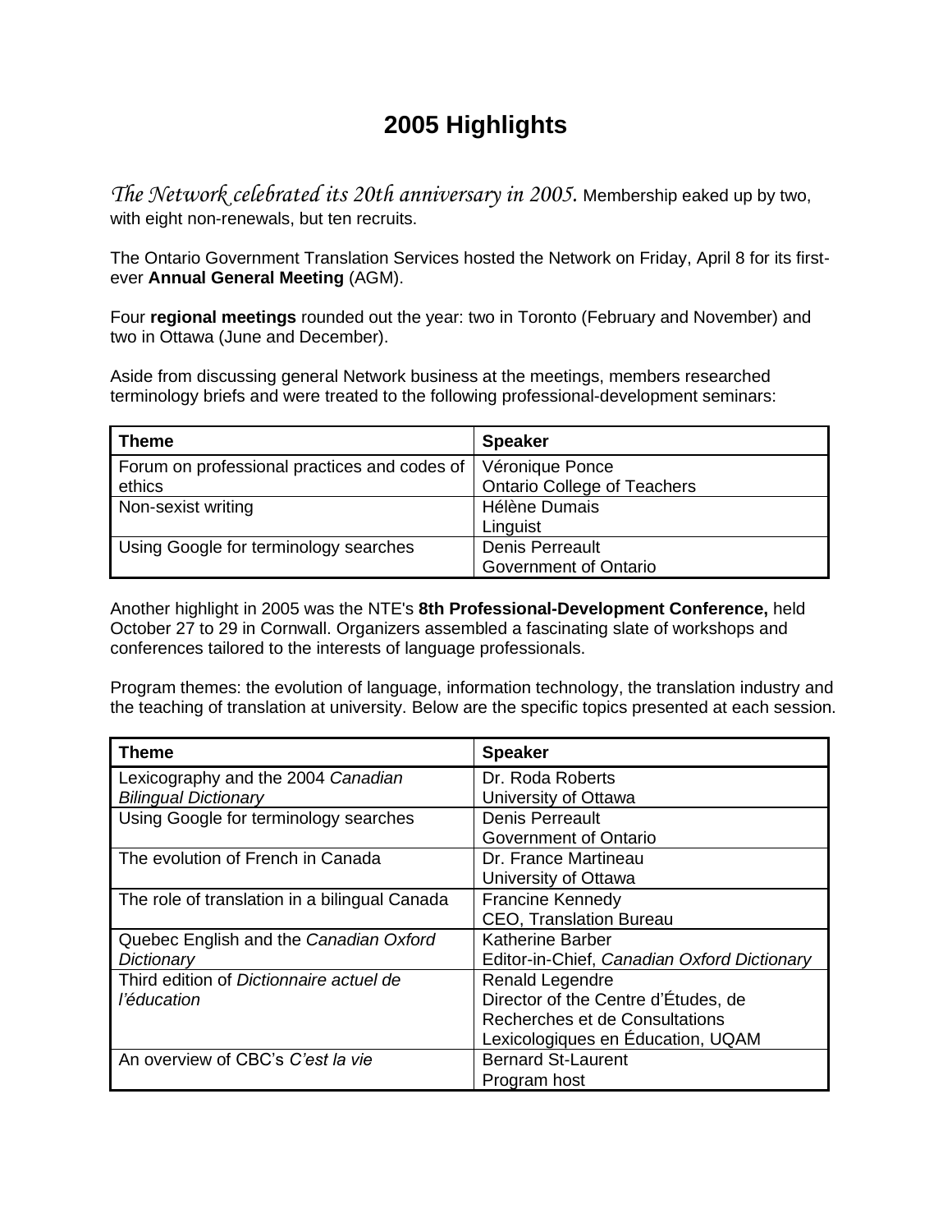# 2005 Highlights

*The Network celebrated its 20th anniversary in 2005.* Membership eaked up by two, with eight non-renewals, but ten recruits.

The Ontario Government Translation Services hosted the Network on Friday, April 8 for its first-ever **Annual General Meeting** (AGM).

Four **regional meetings** rounded out the year: two in Toronto (February and November) and two in Ottawa (June and December).

Aside from discussing general Network business at the meetings, members researched terminology briefs and were treated to the following professional-development seminars:

| Theme | Speaker |
|---|---|
| Forum on professional practices and codes of ethics | Véronique Ponce<br>Ontario College of Teachers |
| Non-sexist writing | Hélène Dumais<br>Linguist |
| Using Google for terminology searches | Denis Perreault<br>Government of Ontario |

Another highlight in 2005 was the NTE's **8th Professional-Development Conference,** held October 27 to 29 in Cornwall. Organizers assembled a fascinating slate of workshops and conferences tailored to the interests of language professionals.

Program themes: the evolution of language, information technology, the translation industry and the teaching of translation at university. Below are the specific topics presented at each session.

| Theme | Speaker |
|---|---|
| Lexicography and the 2004 *Canadian Bilingual Dictionary* | Dr. Roda Roberts<br>University of Ottawa |
| Using Google for terminology searches | Denis Perreault<br>Government of Ontario |
| The evolution of French in Canada | Dr. France Martineau<br>University of Ottawa |
| The role of translation in a bilingual Canada | Francine Kennedy<br>CEO, Translation Bureau |
| Quebec English and the *Canadian Oxford Dictionary* | Katherine Barber<br>Editor-in-Chief, *Canadian Oxford Dictionary* |
| Third edition of *Dictionnaire actuel de l'éducation* | Renald Legendre<br>Director of the Centre d'Études, de Recherches et de Consultations Lexicologiques en Éducation, UQAM |
| An overview of CBC's *C'est la vie* | Bernard St-Laurent<br>Program host |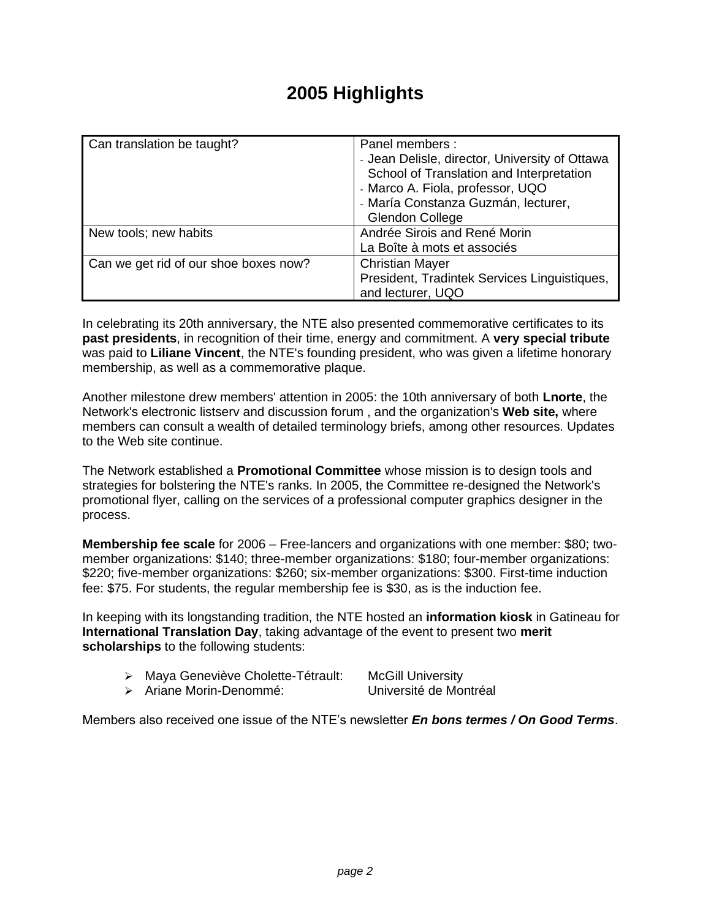# 2005 Highlights

| Can translation be taught? | Panel members :<br>- Jean Delisle, director, University of Ottawa School of Translation and Interpretation<br>- Marco A. Fiola, professor, UQO<br>- María Constanza Guzmán, lecturer, Glendon College |
|---|---|
| New tools; new habits | Andrée Sirois and René Morin<br>La Boîte à mots et associés |
| Can we get rid of our shoe boxes now? | Christian Mayer<br>President, Tradintek Services Linguistiques, and lecturer, UQO |

In celebrating its 20th anniversary, the NTE also presented commemorative certificates to its **past presidents**, in recognition of their time, energy and commitment. A **very special tribute** was paid to **Liliane Vincent**, the NTE's founding president, who was given a lifetime honorary membership, as well as a commemorative plaque.

Another milestone drew members' attention in 2005: the 10th anniversary of both **Lnorte**, the Network's electronic listserv and discussion forum , and the organization's **Web site,** where members can consult a wealth of detailed terminology briefs, among other resources. Updates to the Web site continue.

The Network established a **Promotional Committee** whose mission is to design tools and strategies for bolstering the NTE's ranks. In 2005, the Committee re-designed the Network's promotional flyer, calling on the services of a professional computer graphics designer in the process.

**Membership fee scale** for 2006 – Free-lancers and organizations with one member: $80; two-member organizations: $140; three-member organizations: $180; four-member organizations: $220; five-member organizations: $260; six-member organizations: $300. First-time induction fee: $75. For students, the regular membership fee is $30, as is the induction fee.

In keeping with its longstanding tradition, the NTE hosted an **information kiosk** in Gatineau for **International Translation Day**, taking advantage of the event to present two **merit scholarships** to the following students:

- Maya Geneviève Cholette-Tétrault: McGill University
- Ariane Morin-Denommé: Université de Montréal

Members also received one issue of the NTE's newsletter ***En bons termes / On Good Terms***.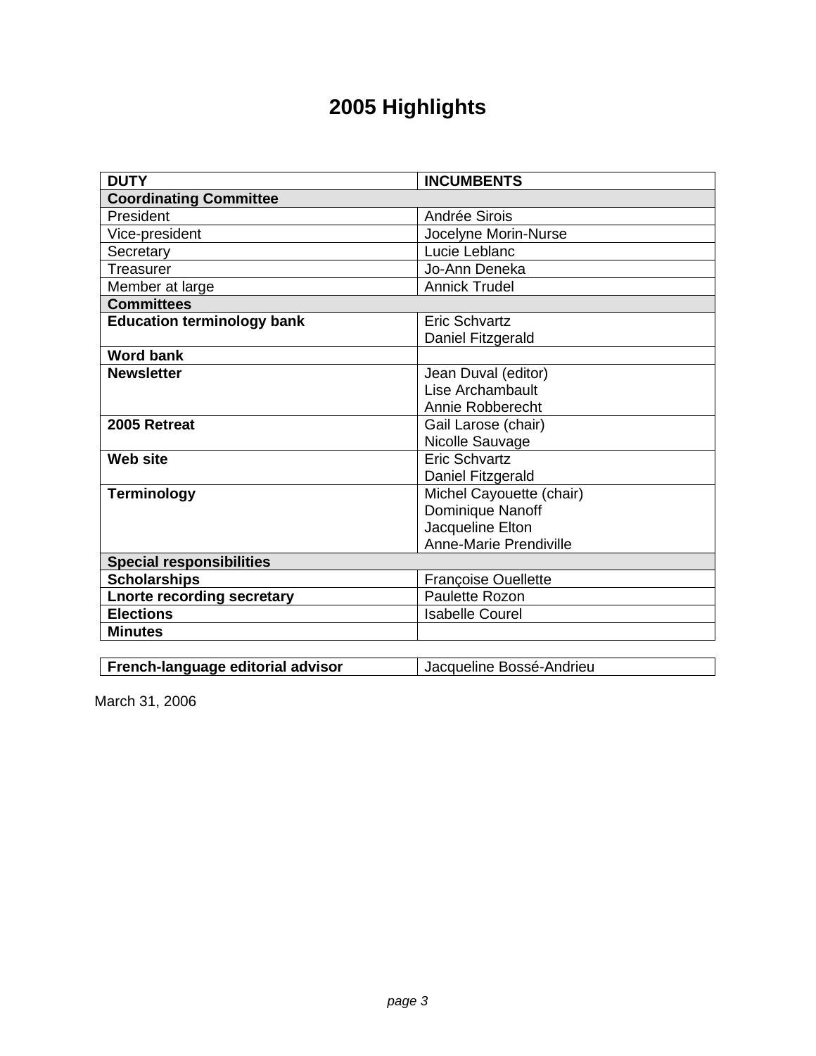# 2005 Highlights

| DUTY | INCUMBENTS |
|---|---|
| **Coordinating Committee** | |
| President | Andrée Sirois |
| Vice-president | Jocelyne Morin-Nurse |
| Secretary | Lucie Leblanc |
| Treasurer | Jo-Ann Deneka |
| Member at large | Annick Trudel |
| **Committees** | |
| **Education terminology bank** | Eric Schvartz<br>Daniel Fitzgerald |
| **Word bank** | |
| **Newsletter** | Jean Duval (editor)<br>Lise Archambault<br>Annie Robberecht |
| **2005 Retreat** | Gail Larose (chair)<br>Nicolle Sauvage |
| **Web site** | Eric Schvartz<br>Daniel Fitzgerald |
| **Terminology** | Michel Cayouette (chair)<br>Dominique Nanoff<br>Jacqueline Elton<br>Anne-Marie Prendiville |
| **Special responsibilities** | |
| **Scholarships** | Françoise Ouellette |
| **Lnorte recording secretary** | Paulette Rozon |
| **Elections** | Isabelle Courel |
| **Minutes** | |

| | |
|---|---|
| **French-language editorial advisor** | Jacqueline Bossé-Andrieu |

March 31, 2006